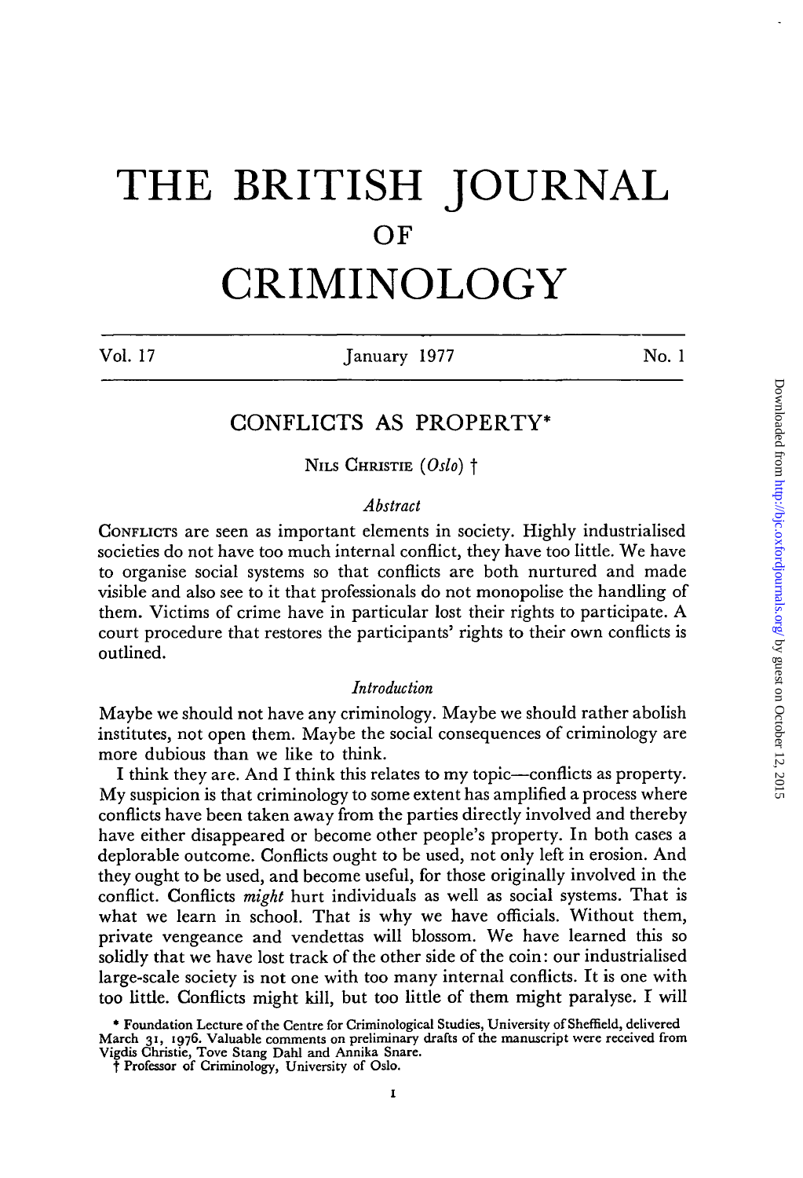# THE BRITISH JOURNAL OF CRIMINOLOGY

Vol. 17 | January 1977 | No. 1

## CONFLICTS AS PROPERTY*

Nils Christie (*Oslo*) †

### *Abstract*

Conflicts are seen as important elements in society. Highly industrialised societies do not have too much internal conflict, they have too little. We have to organise social systems so that conflicts are both nurtured and made visible and also see to it that professionals do not monopolise the handling of them. Victims of crime have in particular lost their rights to participate. A court procedure that restores the participants' rights to their own conflicts is outlined.

### *Introduction*

Maybe we should not have any criminology. Maybe we should rather abolish institutes, not open them. Maybe the social consequences of criminology are more dubious than we like to think.

I think they are. And I think this relates to my topic—conflicts as property. My suspicion is that criminology to some extent has amplified a process where conflicts have been taken away from the parties directly involved and thereby have either disappeared or become other people's property. In both cases a deplorable outcome. Conflicts ought to be used, not only left in erosion. And they ought to be used, and become useful, for those originally involved in the conflict. Conflicts *might* hurt individuals as well as social systems. That is what we learn in school. That is why we have officials. Without them, private vengeance and vendettas will blossom. We have learned this so solidly that we have lost track of the other side of the coin: our industrialised large-scale society is not one with too many internal conflicts. It is one with too little. Conflicts might kill, but too little of them might paralyse. I will

\* Foundation Lecture of the Centre for Criminological Studies, University of Sheffield, delivered March 31, 1976. Valuable comments on preliminary drafts of the manuscript were received from Vigdis Christie, Tove Stang Dahl and Annika Snare.

† Professor of Criminology, University of Oslo.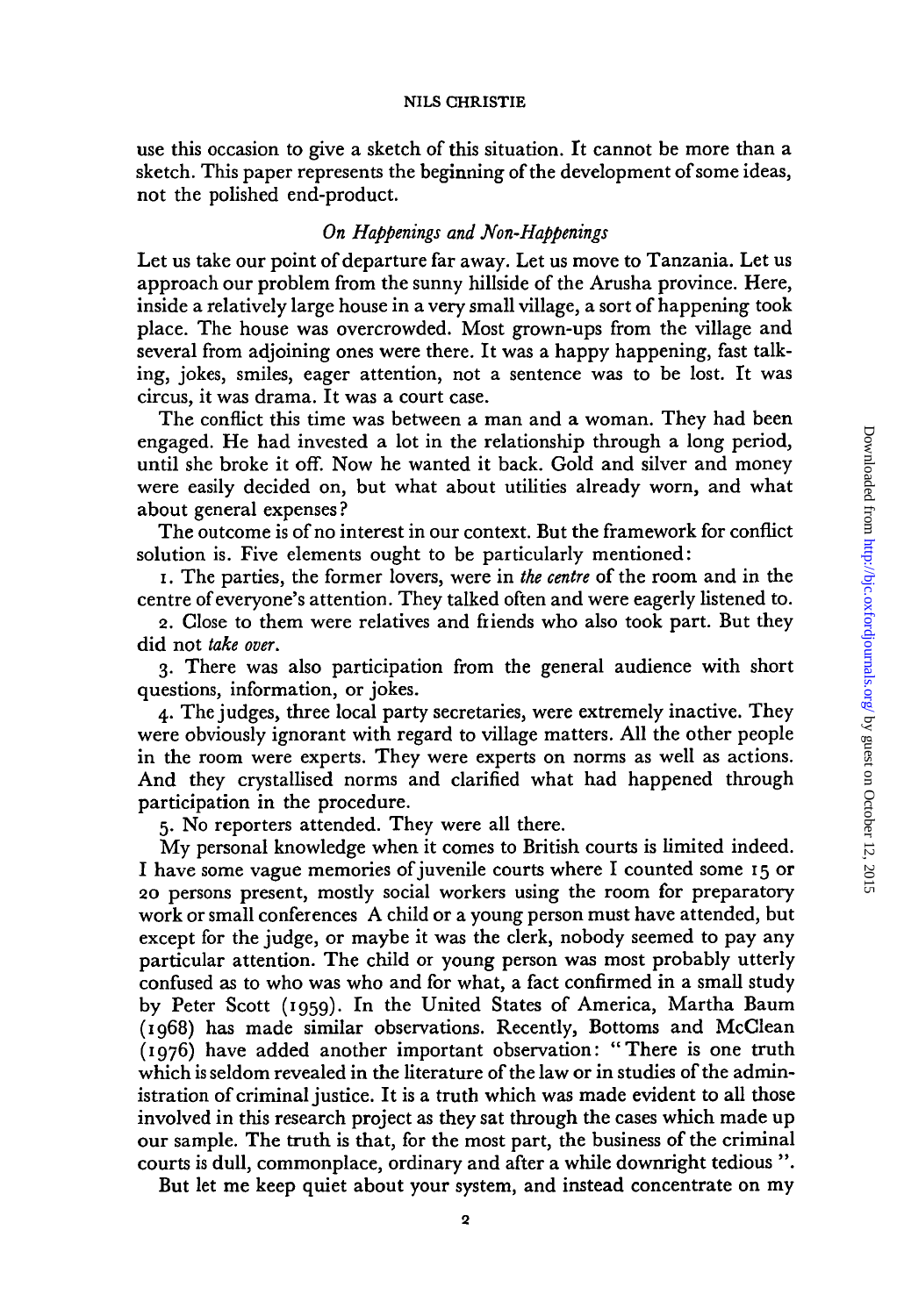use this occasion to give a sketch of this situation. It cannot be more than a sketch. This paper represents the beginning of the development of some ideas, not the polished end-product.

## *On Happenings and Non-Happenings*

Let us take our point of departure far away. Let us move to Tanzania. Let us approach our problem from the sunny hillside of the Arusha province. Here, inside a relatively large house in a very small village, a sort of happening took place. The house was overcrowded. Most grown-ups from the village and several from adjoining ones were there. It was a happy happening, fast talking, jokes, smiles, eager attention, not a sentence was to be lost. It was circus, it was drama. It was a court case.

The conflict this time was between a man and a woman. They had been engaged. He had invested a lot in the relationship through a long period, until she broke it off. Now he wanted it back. Gold and silver and money were easily decided on, but what about utilities already worn, and what about general expenses?

The outcome is of no interest in our context. But the framework for conflict solution is. Five elements ought to be particularly mentioned:

1. The parties, the former lovers, were in *the centre* of the room and in the centre of everyone's attention. They talked often and were eagerly listened to.

2. Close to them were relatives and friends who also took part. But they did not *take over*.

3. There was also participation from the general audience with short questions, information, or jokes.

4. The judges, three local party secretaries, were extremely inactive. They were obviously ignorant with regard to village matters. All the other people in the room were experts. They were experts on norms as well as actions. And they crystallised norms and clarified what had happened through participation in the procedure.

5. No reporters attended. They were all there.

My personal knowledge when it comes to British courts is limited indeed. I have some vague memories of juvenile courts where I counted some 15 or 20 persons present, mostly social workers using the room for preparatory work or small conferences A child or a young person must have attended, but except for the judge, or maybe it was the clerk, nobody seemed to pay any particular attention. The child or young person was most probably utterly confused as to who was who and for what, a fact confirmed in a small study by Peter Scott (1959). In the United States of America, Martha Baum (1968) has made similar observations. Recently, Bottoms and McClean (1976) have added another important observation: "There is one truth which is seldom revealed in the literature of the law or in studies of the administration of criminal justice. It is a truth which was made evident to all those involved in this research project as they sat through the cases which made up our sample. The truth is that, for the most part, the business of the criminal courts is dull, commonplace, ordinary and after a while downright tedious".

But let me keep quiet about your system, and instead concentrate on my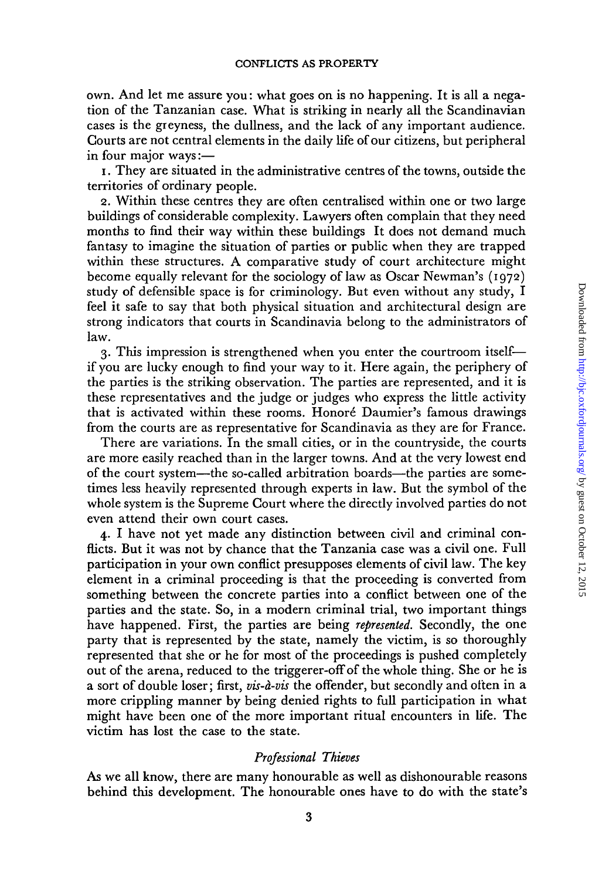own. And let me assure you: what goes on is no happening. It is all a negation of the Tanzanian case. What is striking in nearly all the Scandinavian cases is the greyness, the dullness, and the lack of any important audience. Courts are not central elements in the daily life of our citizens, but peripheral in four major ways:—

1. They are situated in the administrative centres of the towns, outside the territories of ordinary people.

2. Within these centres they are often centralised within one or two large buildings of considerable complexity. Lawyers often complain that they need months to find their way within these buildings It does not demand much fantasy to imagine the situation of parties or public when they are trapped within these structures. A comparative study of court architecture might become equally relevant for the sociology of law as Oscar Newman's (1972) study of defensible space is for criminology. But even without any study, I feel it safe to say that both physical situation and architectural design are strong indicators that courts in Scandinavia belong to the administrators of law.

3. This impression is strengthened when you enter the courtroom itself—if you are lucky enough to find your way to it. Here again, the periphery of the parties is the striking observation. The parties are represented, and it is these representatives and the judge or judges who express the little activity that is activated within these rooms. Honoré Daumier's famous drawings from the courts are as representative for Scandinavia as they are for France.

There are variations. In the small cities, or in the countryside, the courts are more easily reached than in the larger towns. And at the very lowest end of the court system—the so-called arbitration boards—the parties are sometimes less heavily represented through experts in law. But the symbol of the whole system is the Supreme Court where the directly involved parties do not even attend their own court cases.

4. I have not yet made any distinction between civil and criminal conflicts. But it was not by chance that the Tanzania case was a civil one. Full participation in your own conflict presupposes elements of civil law. The key element in a criminal proceeding is that the proceeding is converted from something between the concrete parties into a conflict between one of the parties and the state. So, in a modern criminal trial, two important things have happened. First, the parties are being *represented*. Secondly, the one party that is represented by the state, namely the victim, is so thoroughly represented that she or he for most of the proceedings is pushed completely out of the arena, reduced to the triggerer-off of the whole thing. She or he is a sort of double loser; first, *vis-à-vis* the offender, but secondly and often in a more crippling manner by being denied rights to full participation in what might have been one of the more important ritual encounters in life. The victim has lost the case to the state.

### *Professional Thieves*

As we all know, there are many honourable as well as dishonourable reasons behind this development. The honourable ones have to do with the state's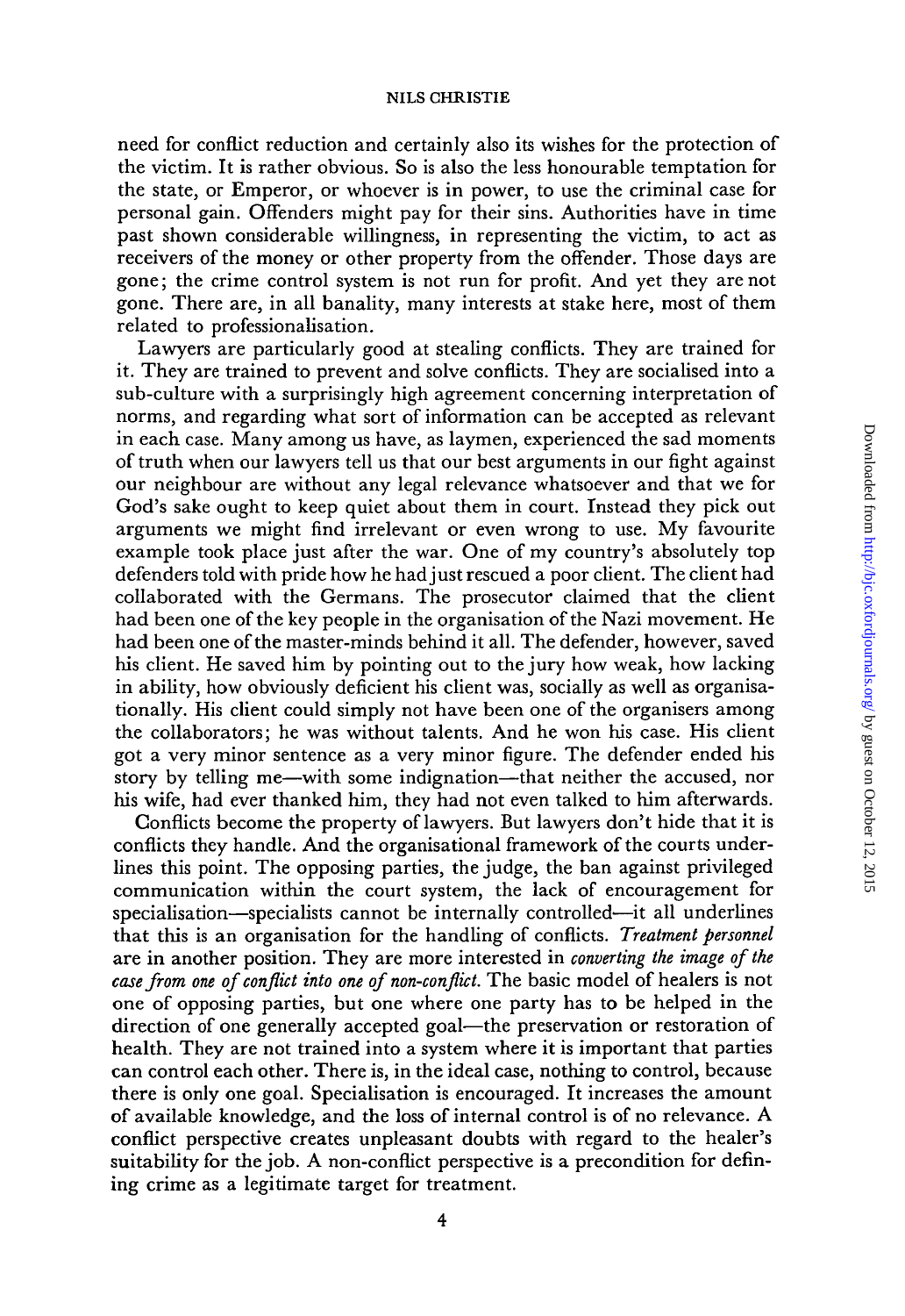need for conflict reduction and certainly also its wishes for the protection of the victim. It is rather obvious. So is also the less honourable temptation for the state, or Emperor, or whoever is in power, to use the criminal case for personal gain. Offenders might pay for their sins. Authorities have in time past shown considerable willingness, in representing the victim, to act as receivers of the money or other property from the offender. Those days are gone; the crime control system is not run for profit. And yet they are not gone. There are, in all banality, many interests at stake here, most of them related to professionalisation.

Lawyers are particularly good at stealing conflicts. They are trained for it. They are trained to prevent and solve conflicts. They are socialised into a sub-culture with a surprisingly high agreement concerning interpretation of norms, and regarding what sort of information can be accepted as relevant in each case. Many among us have, as laymen, experienced the sad moments of truth when our lawyers tell us that our best arguments in our fight against our neighbour are without any legal relevance whatsoever and that we for God's sake ought to keep quiet about them in court. Instead they pick out arguments we might find irrelevant or even wrong to use. My favourite example took place just after the war. One of my country's absolutely top defenders told with pride how he had just rescued a poor client. The client had collaborated with the Germans. The prosecutor claimed that the client had been one of the key people in the organisation of the Nazi movement. He had been one of the master-minds behind it all. The defender, however, saved his client. He saved him by pointing out to the jury how weak, how lacking in ability, how obviously deficient his client was, socially as well as organisationally. His client could simply not have been one of the organisers among the collaborators; he was without talents. And he won his case. His client got a very minor sentence as a very minor figure. The defender ended his story by telling me—with some indignation—that neither the accused, nor his wife, had ever thanked him, they had not even talked to him afterwards.

Conflicts become the property of lawyers. But lawyers don't hide that it is conflicts they handle. And the organisational framework of the courts underlines this point. The opposing parties, the judge, the ban against privileged communication within the court system, the lack of encouragement for specialisation—specialists cannot be internally controlled—it all underlines that this is an organisation for the handling of conflicts. *Treatment personnel* are in another position. They are more interested in *converting the image of the case from one of conflict into one of non-conflict.* The basic model of healers is not one of opposing parties, but one where one party has to be helped in the direction of one generally accepted goal—the preservation or restoration of health. They are not trained into a system where it is important that parties can control each other. There is, in the ideal case, nothing to control, because there is only one goal. Specialisation is encouraged. It increases the amount of available knowledge, and the loss of internal control is of no relevance. A conflict perspective creates unpleasant doubts with regard to the healer's suitability for the job. A non-conflict perspective is a precondition for defining crime as a legitimate target for treatment.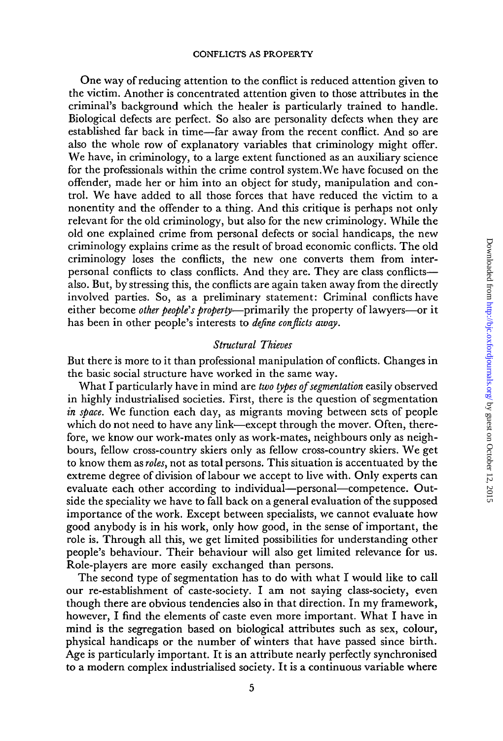One way of reducing attention to the conflict is reduced attention given to the victim. Another is concentrated attention given to those attributes in the criminal's background which the healer is particularly trained to handle. Biological defects are perfect. So also are personality defects when they are established far back in time—far away from the recent conflict. And so are also the whole row of explanatory variables that criminology might offer. We have, in criminology, to a large extent functioned as an auxiliary science for the professionals within the crime control system. We have focused on the offender, made her or him into an object for study, manipulation and control. We have added to all those forces that have reduced the victim to a nonentity and the offender to a thing. And this critique is perhaps not only relevant for the old criminology, but also for the new criminology. While the old one explained crime from personal defects or social handicaps, the new criminology explains crime as the result of broad economic conflicts. The old criminology loses the conflicts, the new one converts them from interpersonal conflicts to class conflicts. And they are. They are class conflicts—also. But, by stressing this, the conflicts are again taken away from the directly involved parties. So, as a preliminary statement: Criminal conflicts have either become *other people's property*—primarily the property of lawyers—or it has been in other people's interests to *define conflicts away*.

### *Structural Thieves*

But there is more to it than professional manipulation of conflicts. Changes in the basic social structure have worked in the same way.

What I particularly have in mind are *two types of segmentation* easily observed in highly industrialised societies. First, there is the question of segmentation *in space*. We function each day, as migrants moving between sets of people which do not need to have any link—except through the mover. Often, therefore, we know our work-mates only as work-mates, neighbours only as neighbours, fellow cross-country skiers only as fellow cross-country skiers. We get to know them as *roles*, not as total persons. This situation is accentuated by the extreme degree of division of labour we accept to live with. Only experts can evaluate each other according to individual—personal—competence. Outside the speciality we have to fall back on a general evaluation of the supposed importance of the work. Except between specialists, we cannot evaluate how good anybody is in his work, only how good, in the sense of important, the role is. Through all this, we get limited possibilities for understanding other people's behaviour. Their behaviour will also get limited relevance for us. Role-players are more easily exchanged than persons.

The second type of segmentation has to do with what I would like to call our re-establishment of caste-society. I am not saying class-society, even though there are obvious tendencies also in that direction. In my framework, however, I find the elements of caste even more important. What I have in mind is the segregation based on biological attributes such as sex, colour, physical handicaps or the number of winters that have passed since birth. Age is particularly important. It is an attribute nearly perfectly synchronised to a modern complex industrialised society. It is a continuous variable where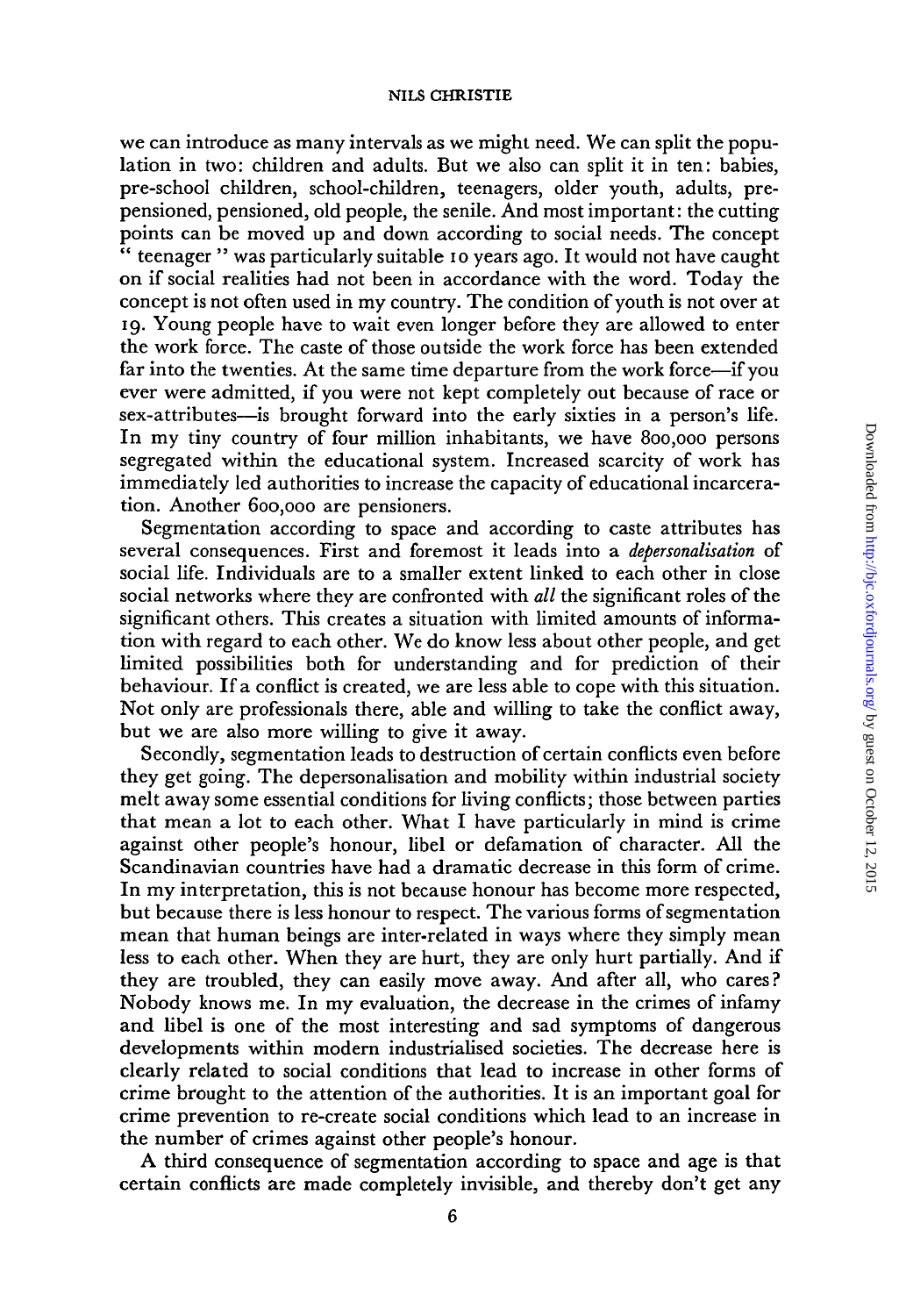we can introduce as many intervals as we might need. We can split the population in two: children and adults. But we also can split it in ten: babies, pre-school children, school-children, teenagers, older youth, adults, pre-pensioned, pensioned, old people, the senile. And most important: the cutting points can be moved up and down according to social needs. The concept " teenager " was particularly suitable 10 years ago. It would not have caught on if social realities had not been in accordance with the word. Today the concept is not often used in my country. The condition of youth is not over at 19. Young people have to wait even longer before they are allowed to enter the work force. The caste of those outside the work force has been extended far into the twenties. At the same time departure from the work force—if you ever were admitted, if you were not kept completely out because of race or sex-attributes—is brought forward into the early sixties in a person's life. In my tiny country of four million inhabitants, we have 800,000 persons segregated within the educational system. Increased scarcity of work has immediately led authorities to increase the capacity of educational incarceration. Another 600,000 are pensioners.

Segmentation according to space and according to caste attributes has several consequences. First and foremost it leads into a *depersonalisation* of social life. Individuals are to a smaller extent linked to each other in close social networks where they are confronted with *all* the significant roles of the significant others. This creates a situation with limited amounts of information with regard to each other. We do know less about other people, and get limited possibilities both for understanding and for prediction of their behaviour. If a conflict is created, we are less able to cope with this situation. Not only are professionals there, able and willing to take the conflict away, but we are also more willing to give it away.

Secondly, segmentation leads to destruction of certain conflicts even before they get going. The depersonalisation and mobility within industrial society melt away some essential conditions for living conflicts; those between parties that mean a lot to each other. What I have particularly in mind is crime against other people's honour, libel or defamation of character. All the Scandinavian countries have had a dramatic decrease in this form of crime. In my interpretation, this is not because honour has become more respected, but because there is less honour to respect. The various forms of segmentation mean that human beings are inter-related in ways where they simply mean less to each other. When they are hurt, they are only hurt partially. And if they are troubled, they can easily move away. And after all, who cares? Nobody knows me. In my evaluation, the decrease in the crimes of infamy and libel is one of the most interesting and sad symptoms of dangerous developments within modern industrialised societies. The decrease here is clearly related to social conditions that lead to increase in other forms of crime brought to the attention of the authorities. It is an important goal for crime prevention to re-create social conditions which lead to an increase in the number of crimes against other people's honour.

A third consequence of segmentation according to space and age is that certain conflicts are made completely invisible, and thereby don't get any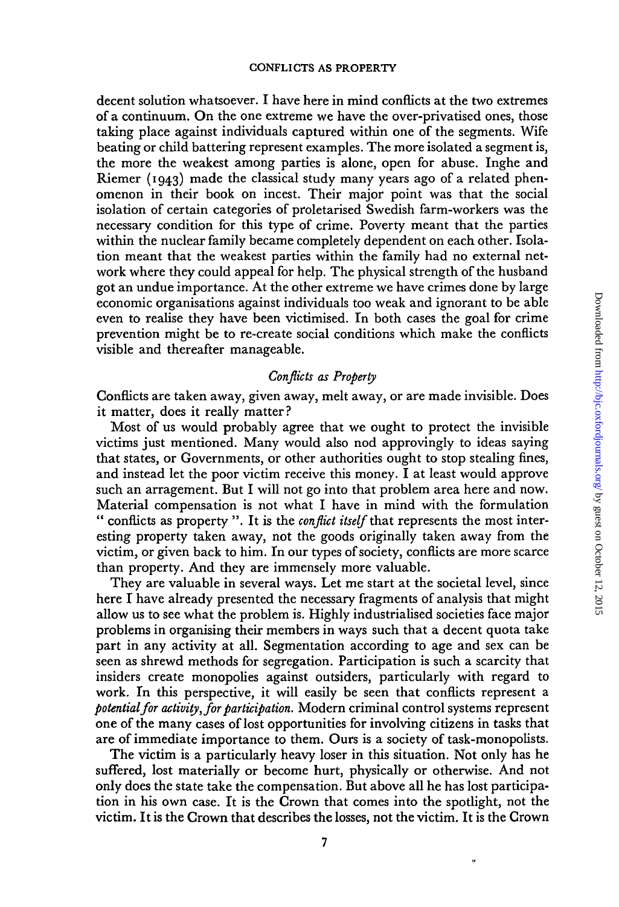decent solution whatsoever. I have here in mind conflicts at the two extremes of a continuum. On the one extreme we have the over-privatised ones, those taking place against individuals captured within one of the segments. Wife beating or child battering represent examples. The more isolated a segment is, the more the weakest among parties is alone, open for abuse. Inghe and Riemer (1943) made the classical study many years ago of a related phenomenon in their book on incest. Their major point was that the social isolation of certain categories of proletarised Swedish farm-workers was the necessary condition for this type of crime. Poverty meant that the parties within the nuclear family became completely dependent on each other. Isolation meant that the weakest parties within the family had no external network where they could appeal for help. The physical strength of the husband got an undue importance. At the other extreme we have crimes done by large economic organisations against individuals too weak and ignorant to be able even to realise they have been victimised. In both cases the goal for crime prevention might be to re-create social conditions which make the conflicts visible and thereafter manageable.

## *Conflicts as Property*

Conflicts are taken away, given away, melt away, or are made invisible. Does it matter, does it really matter?

Most of us would probably agree that we ought to protect the invisible victims just mentioned. Many would also nod approvingly to ideas saying that states, or Governments, or other authorities ought to stop stealing fines, and instead let the poor victim receive this money. I at least would approve such an arragement. But I will not go into that problem area here and now. Material compensation is not what I have in mind with the formulation " conflicts as property ". It is the *conflict itself* that represents the most interesting property taken away, not the goods originally taken away from the victim, or given back to him. In our types of society, conflicts are more scarce than property. And they are immensely more valuable.

They are valuable in several ways. Let me start at the societal level, since here I have already presented the necessary fragments of analysis that might allow us to see what the problem is. Highly industrialised societies face major problems in organising their members in ways such that a decent quota take part in any activity at all. Segmentation according to age and sex can be seen as shrewd methods for segregation. Participation is such a scarcity that insiders create monopolies against outsiders, particularly with regard to work. In this perspective, it will easily be seen that conflicts represent a *potential for activity, for participation.* Modern criminal control systems represent one of the many cases of lost opportunities for involving citizens in tasks that are of immediate importance to them. Ours is a society of task-monopolists.

The victim is a particularly heavy loser in this situation. Not only has he suffered, lost materially or become hurt, physically or otherwise. And not only does the state take the compensation. But above all he has lost participation in his own case. It is the Crown that comes into the spotlight, not the victim. It is the Crown that describes the losses, not the victim. It is the Crown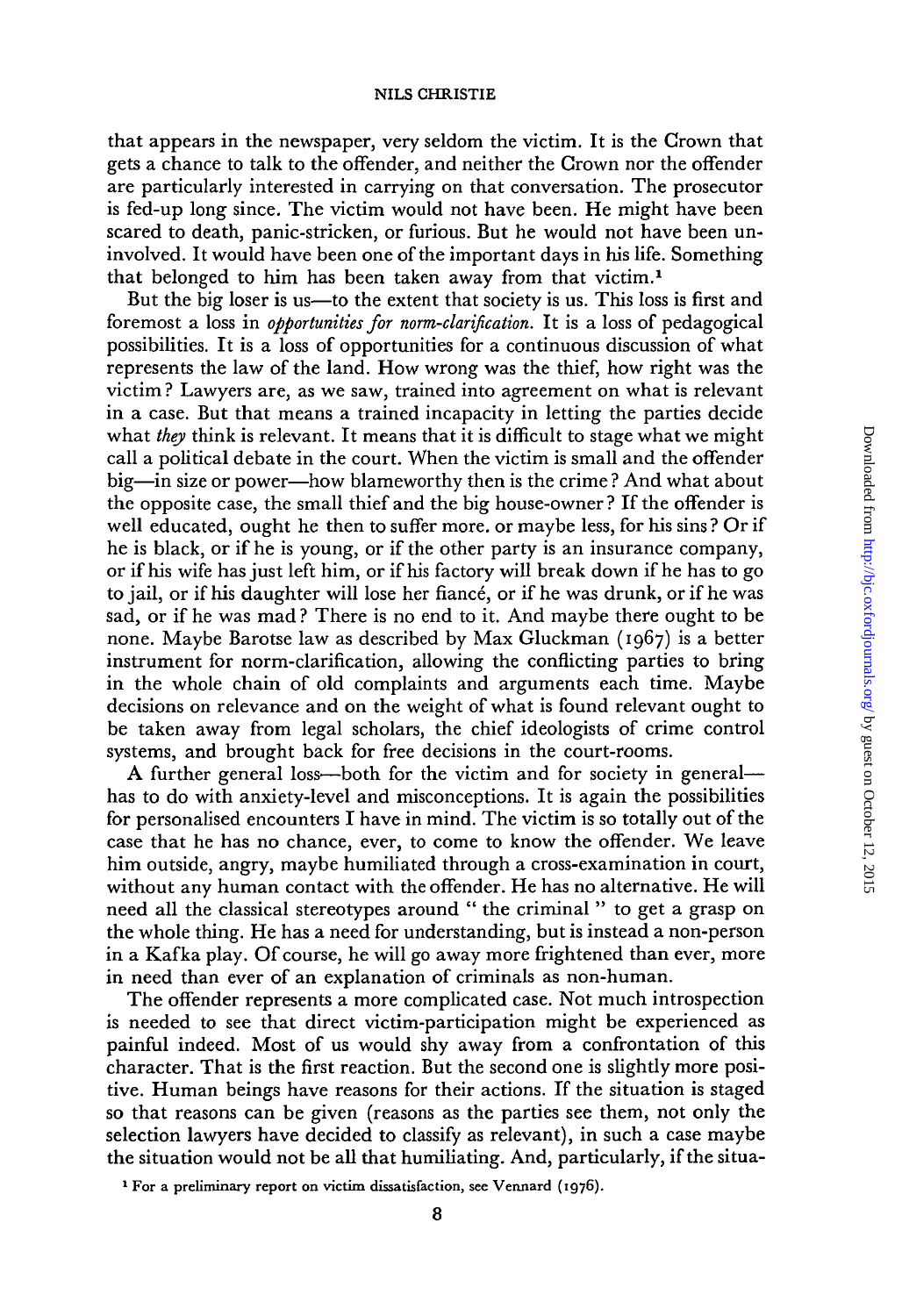that appears in the newspaper, very seldom the victim. It is the Crown that gets a chance to talk to the offender, and neither the Crown nor the offender are particularly interested in carrying on that conversation. The prosecutor is fed-up long since. The victim would not have been. He might have been scared to death, panic-stricken, or furious. But he would not have been uninvolved. It would have been one of the important days in his life. Something that belonged to him has been taken away from that victim.[1]

But the big loser is us—to the extent that society is us. This loss is first and foremost a loss in *opportunities for norm-clarification*. It is a loss of pedagogical possibilities. It is a loss of opportunities for a continuous discussion of what represents the law of the land. How wrong was the thief, how right was the victim? Lawyers are, as we saw, trained into agreement on what is relevant in a case. But that means a trained incapacity in letting the parties decide what *they* think is relevant. It means that it is difficult to stage what we might call a political debate in the court. When the victim is small and the offender big—in size or power—how blameworthy then is the crime? And what about the opposite case, the small thief and the big house-owner? If the offender is well educated, ought he then to suffer more. or maybe less, for his sins? Or if he is black, or if he is young, or if the other party is an insurance company, or if his wife has just left him, or if his factory will break down if he has to go to jail, or if his daughter will lose her fiancé, or if he was drunk, or if he was sad, or if he was mad? There is no end to it. And maybe there ought to be none. Maybe Barotse law as described by Max Gluckman (1967) is a better instrument for norm-clarification, allowing the conflicting parties to bring in the whole chain of old complaints and arguments each time. Maybe decisions on relevance and on the weight of what is found relevant ought to be taken away from legal scholars, the chief ideologists of crime control systems, and brought back for free decisions in the court-rooms.

A further general loss—both for the victim and for society in general—has to do with anxiety-level and misconceptions. It is again the possibilities for personalised encounters I have in mind. The victim is so totally out of the case that he has no chance, ever, to come to know the offender. We leave him outside, angry, maybe humiliated through a cross-examination in court, without any human contact with the offender. He has no alternative. He will need all the classical stereotypes around " the criminal " to get a grasp on the whole thing. He has a need for understanding, but is instead a non-person in a Kafka play. Of course, he will go away more frightened than ever, more in need than ever of an explanation of criminals as non-human.

The offender represents a more complicated case. Not much introspection is needed to see that direct victim-participation might be experienced as painful indeed. Most of us would shy away from a confrontation of this character. That is the first reaction. But the second one is slightly more positive. Human beings have reasons for their actions. If the situation is staged so that reasons can be given (reasons as the parties see them, not only the selection lawyers have decided to classify as relevant), in such a case maybe the situation would not be all that humiliating. And, particularly, if the situa-

[1] For a preliminary report on victim dissatisfaction, see Vennard (1976).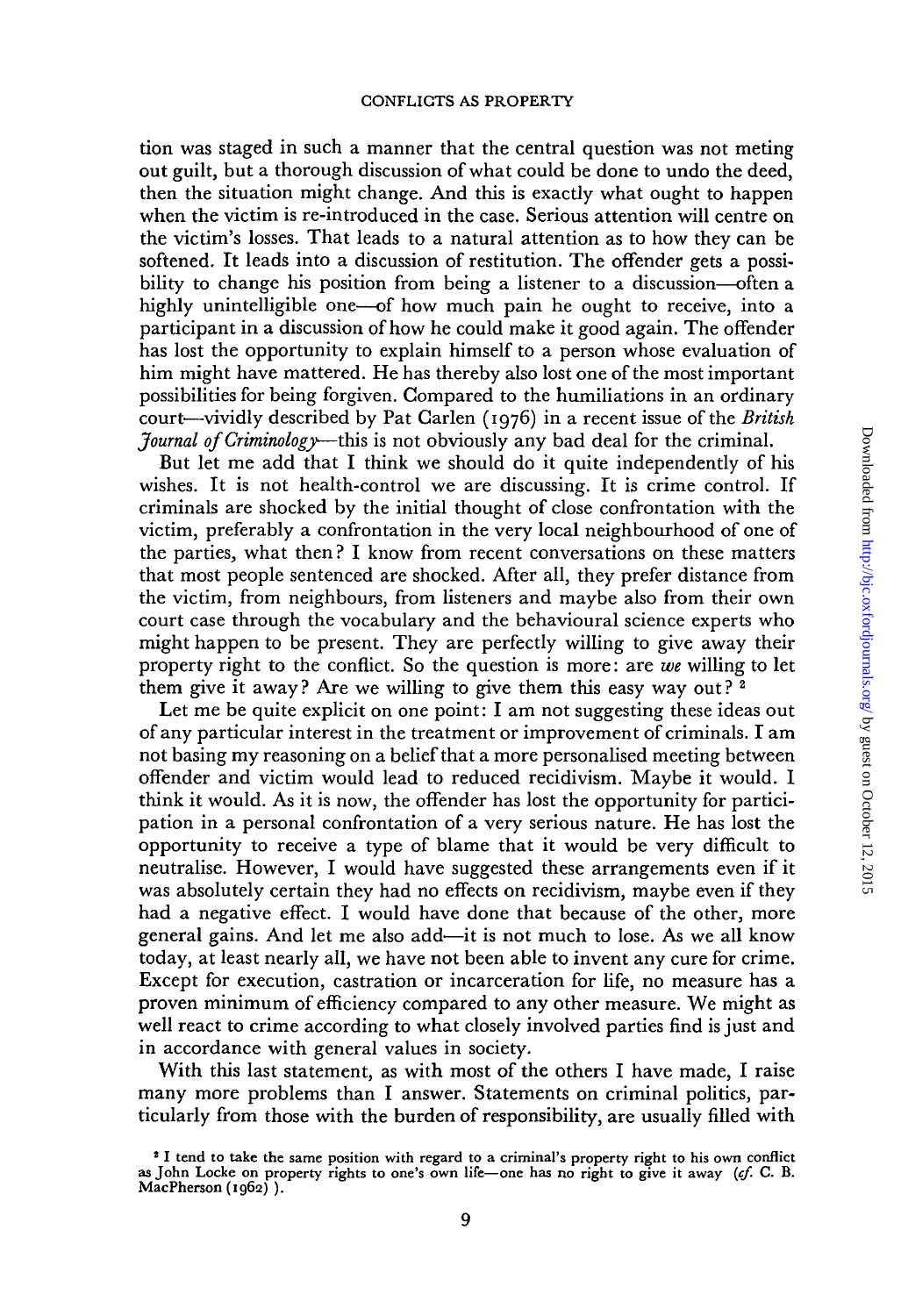tion was staged in such a manner that the central question was not meting out guilt, but a thorough discussion of what could be done to undo the deed, then the situation might change. And this is exactly what ought to happen when the victim is re-introduced in the case. Serious attention will centre on the victim's losses. That leads to a natural attention as to how they can be softened. It leads into a discussion of restitution. The offender gets a possibility to change his position from being a listener to a discussion—often a highly unintelligible one—of how much pain he ought to receive, into a participant in a discussion of how he could make it good again. The offender has lost the opportunity to explain himself to a person whose evaluation of him might have mattered. He has thereby also lost one of the most important possibilities for being forgiven. Compared to the humiliations in an ordinary court—vividly described by Pat Carlen (1976) in a recent issue of the *British Journal of Criminology*—this is not obviously any bad deal for the criminal.

But let me add that I think we should do it quite independently of his wishes. It is not health-control we are discussing. It is crime control. If criminals are shocked by the initial thought of close confrontation with the victim, preferably a confrontation in the very local neighbourhood of one of the parties, what then? I know from recent conversations on these matters that most people sentenced are shocked. After all, they prefer distance from the victim, from neighbours, from listeners and maybe also from their own court case through the vocabulary and the behavioural science experts who might happen to be present. They are perfectly willing to give away their property right to the conflict. So the question is more: are *we* willing to let them give it away? Are we willing to give them this easy way out? [2]

Let me be quite explicit on one point: I am not suggesting these ideas out of any particular interest in the treatment or improvement of criminals. I am not basing my reasoning on a belief that a more personalised meeting between offender and victim would lead to reduced recidivism. Maybe it would. I think it would. As it is now, the offender has lost the opportunity for participation in a personal confrontation of a very serious nature. He has lost the opportunity to receive a type of blame that it would be very difficult to neutralise. However, I would have suggested these arrangements even if it was absolutely certain they had no effects on recidivism, maybe even if they had a negative effect. I would have done that because of the other, more general gains. And let me also add—it is not much to lose. As we all know today, at least nearly all, we have not been able to invent any cure for crime. Except for execution, castration or incarceration for life, no measure has a proven minimum of efficiency compared to any other measure. We might as well react to crime according to what closely involved parties find is just and in accordance with general values in society.

With this last statement, as with most of the others I have made, I raise many more problems than I answer. Statements on criminal politics, particularly from those with the burden of responsibility, are usually filled with

[2] I tend to take the same position with regard to a criminal's property right to his own conflict as John Locke on property rights to one's own life—one has no right to give it away (*cf.* C. B. MacPherson (1962) ).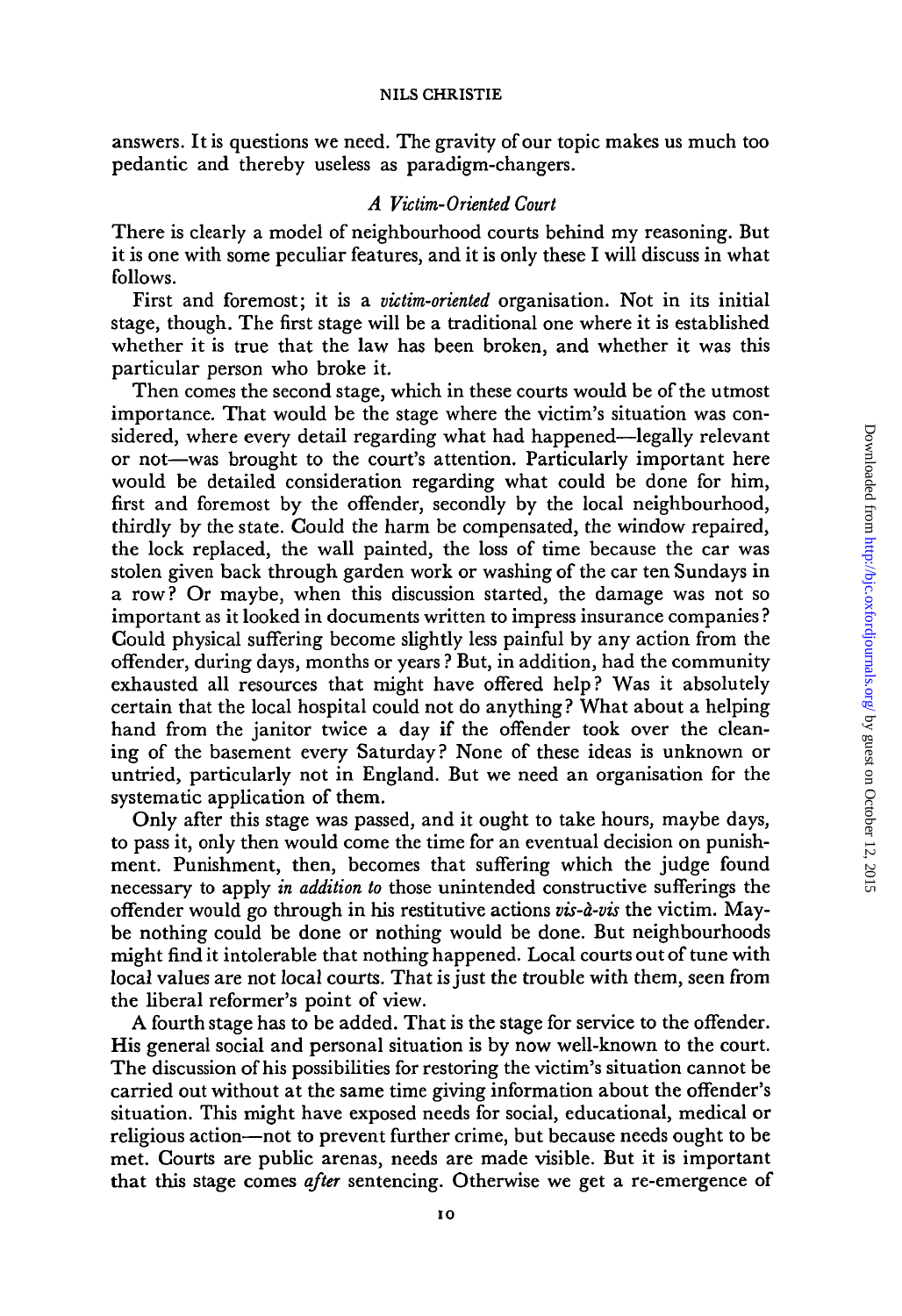answers. It is questions we need. The gravity of our topic makes us much too pedantic and thereby useless as paradigm-changers.

### *A Victim-Oriented Court*

There is clearly a model of neighbourhood courts behind my reasoning. But it is one with some peculiar features, and it is only these I will discuss in what follows.

First and foremost; it is a *victim-oriented* organisation. Not in its initial stage, though. The first stage will be a traditional one where it is established whether it is true that the law has been broken, and whether it was this particular person who broke it.

Then comes the second stage, which in these courts would be of the utmost importance. That would be the stage where the victim's situation was considered, where every detail regarding what had happened—legally relevant or not—was brought to the court's attention. Particularly important here would be detailed consideration regarding what could be done for him, first and foremost by the offender, secondly by the local neighbourhood, thirdly by the state. Could the harm be compensated, the window repaired, the lock replaced, the wall painted, the loss of time because the car was stolen given back through garden work or washing of the car ten Sundays in a row? Or maybe, when this discussion started, the damage was not so important as it looked in documents written to impress insurance companies? Could physical suffering become slightly less painful by any action from the offender, during days, months or years? But, in addition, had the community exhausted all resources that might have offered help? Was it absolutely certain that the local hospital could not do anything? What about a helping hand from the janitor twice a day if the offender took over the cleaning of the basement every Saturday? None of these ideas is unknown or untried, particularly not in England. But we need an organisation for the systematic application of them.

Only after this stage was passed, and it ought to take hours, maybe days, to pass it, only then would come the time for an eventual decision on punishment. Punishment, then, becomes that suffering which the judge found necessary to apply *in addition to* those unintended constructive sufferings the offender would go through in his restitutive actions *vis-à-vis* the victim. Maybe nothing could be done or nothing would be done. But neighbourhoods might find it intolerable that nothing happened. Local courts out of tune with local values are not local courts. That is just the trouble with them, seen from the liberal reformer's point of view.

A fourth stage has to be added. That is the stage for service to the offender. His general social and personal situation is by now well-known to the court. The discussion of his possibilities for restoring the victim's situation cannot be carried out without at the same time giving information about the offender's situation. This might have exposed needs for social, educational, medical or religious action—not to prevent further crime, but because needs ought to be met. Courts are public arenas, needs are made visible. But it is important that this stage comes *after* sentencing. Otherwise we get a re-emergence of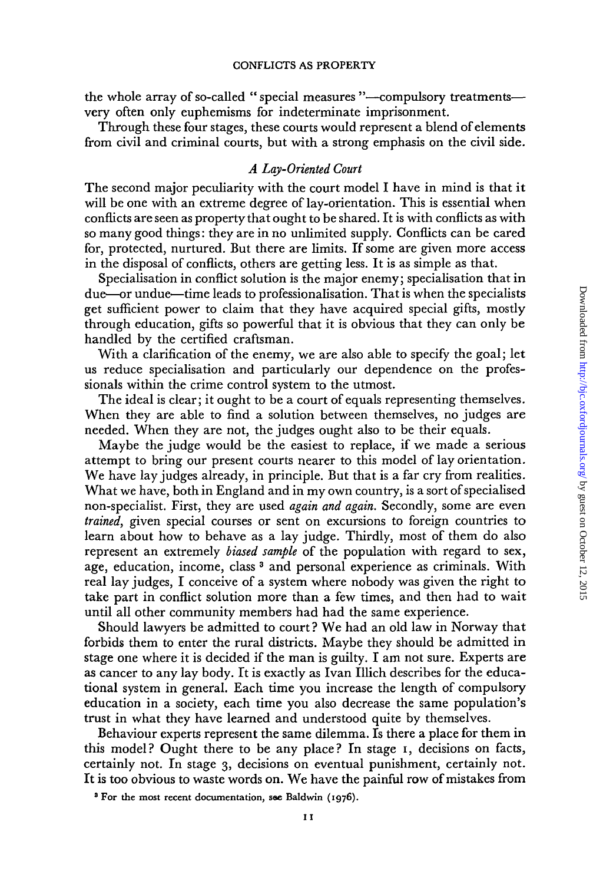the whole array of so-called "special measures"—compulsory treatments—very often only euphemisms for indeterminate imprisonment.

Through these four stages, these courts would represent a blend of elements from civil and criminal courts, but with a strong emphasis on the civil side.

### *A Lay-Oriented Court*

The second major peculiarity with the court model I have in mind is that it will be one with an extreme degree of lay-orientation. This is essential when conflicts are seen as property that ought to be shared. It is with conflicts as with so many good things: they are in no unlimited supply. Conflicts can be cared for, protected, nurtured. But there are limits. If some are given more access in the disposal of conflicts, others are getting less. It is as simple as that.

Specialisation in conflict solution is the major enemy; specialisation that in due—or undue—time leads to professionalisation. That is when the specialists get sufficient power to claim that they have acquired special gifts, mostly through education, gifts so powerful that it is obvious that they can only be handled by the certified craftsman.

With a clarification of the enemy, we are also able to specify the goal; let us reduce specialisation and particularly our dependence on the professionals within the crime control system to the utmost.

The ideal is clear; it ought to be a court of equals representing themselves. When they are able to find a solution between themselves, no judges are needed. When they are not, the judges ought also to be their equals.

Maybe the judge would be the easiest to replace, if we made a serious attempt to bring our present courts nearer to this model of lay orientation. We have lay judges already, in principle. But that is a far cry from realities. What we have, both in England and in my own country, is a sort of specialised non-specialist. First, they are used *again and again*. Secondly, some are even *trained*, given special courses or sent on excursions to foreign countries to learn about how to behave as a lay judge. Thirdly, most of them do also represent an extremely *biased sample* of the population with regard to sex, age, education, income, class [3] and personal experience as criminals. With real lay judges, I conceive of a system where nobody was given the right to take part in conflict solution more than a few times, and then had to wait until all other community members had had the same experience.

Should lawyers be admitted to court? We had an old law in Norway that forbids them to enter the rural districts. Maybe they should be admitted in stage one where it is decided if the man is guilty. I am not sure. Experts are as cancer to any lay body. It is exactly as Ivan Illich describes for the educational system in general. Each time you increase the length of compulsory education in a society, each time you also decrease the same population's trust in what they have learned and understood quite by themselves.

Behaviour experts represent the same dilemma. Is there a place for them in this model? Ought there to be any place? In stage 1, decisions on facts, certainly not. In stage 3, decisions on eventual punishment, certainly not. It is too obvious to waste words on. We have the painful row of mistakes from

[3] For the most recent documentation, see Baldwin (1976).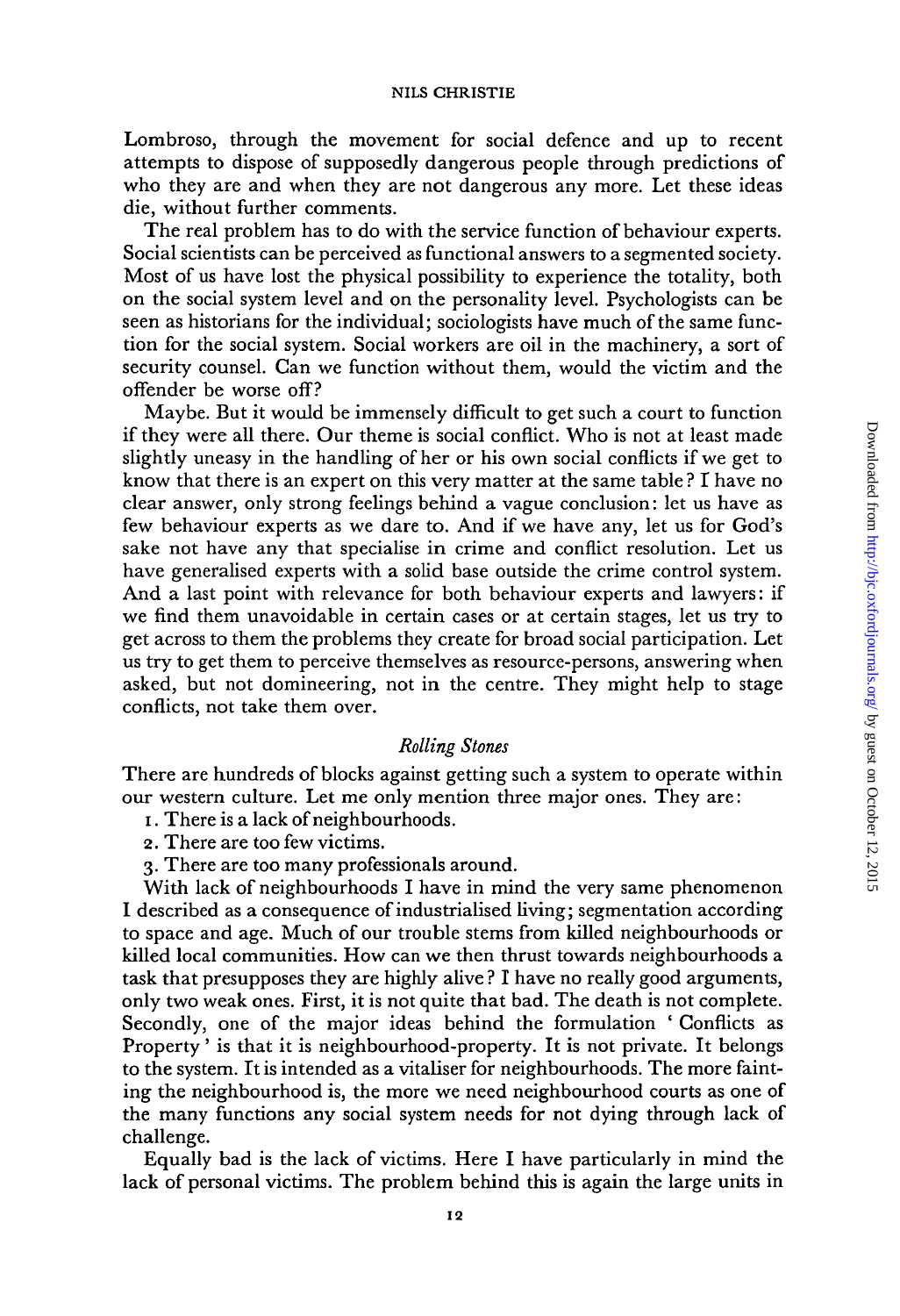Lombroso, through the movement for social defence and up to recent attempts to dispose of supposedly dangerous people through predictions of who they are and when they are not dangerous any more. Let these ideas die, without further comments.

The real problem has to do with the service function of behaviour experts. Social scientists can be perceived as functional answers to a segmented society. Most of us have lost the physical possibility to experience the totality, both on the social system level and on the personality level. Psychologists can be seen as historians for the individual; sociologists have much of the same function for the social system. Social workers are oil in the machinery, a sort of security counsel. Can we function without them, would the victim and the offender be worse off?

Maybe. But it would be immensely difficult to get such a court to function if they were all there. Our theme is social conflict. Who is not at least made slightly uneasy in the handling of her or his own social conflicts if we get to know that there is an expert on this very matter at the same table? I have no clear answer, only strong feelings behind a vague conclusion: let us have as few behaviour experts as we dare to. And if we have any, let us for God's sake not have any that specialise in crime and conflict resolution. Let us have generalised experts with a solid base outside the crime control system. And a last point with relevance for both behaviour experts and lawyers: if we find them unavoidable in certain cases or at certain stages, let us try to get across to them the problems they create for broad social participation. Let us try to get them to perceive themselves as resource-persons, answering when asked, but not domineering, not in the centre. They might help to stage conflicts, not take them over.

### *Rolling Stones*

There are hundreds of blocks against getting such a system to operate within our western culture. Let me only mention three major ones. They are:

1. There is a lack of neighbourhoods.
2. There are too few victims.
3. There are too many professionals around.

With lack of neighbourhoods I have in mind the very same phenomenon I described as a consequence of industrialised living; segmentation according to space and age. Much of our trouble stems from killed neighbourhoods or killed local communities. How can we then thrust towards neighbourhoods a task that presupposes they are highly alive? I have no really good arguments, only two weak ones. First, it is not quite that bad. The death is not complete. Secondly, one of the major ideas behind the formulation 'Conflicts as Property' is that it is neighbourhood-property. It is not private. It belongs to the system. It is intended as a vitaliser for neighbourhoods. The more fainting the neighbourhood is, the more we need neighbourhood courts as one of the many functions any social system needs for not dying through lack of challenge.

Equally bad is the lack of victims. Here I have particularly in mind the lack of personal victims. The problem behind this is again the large units in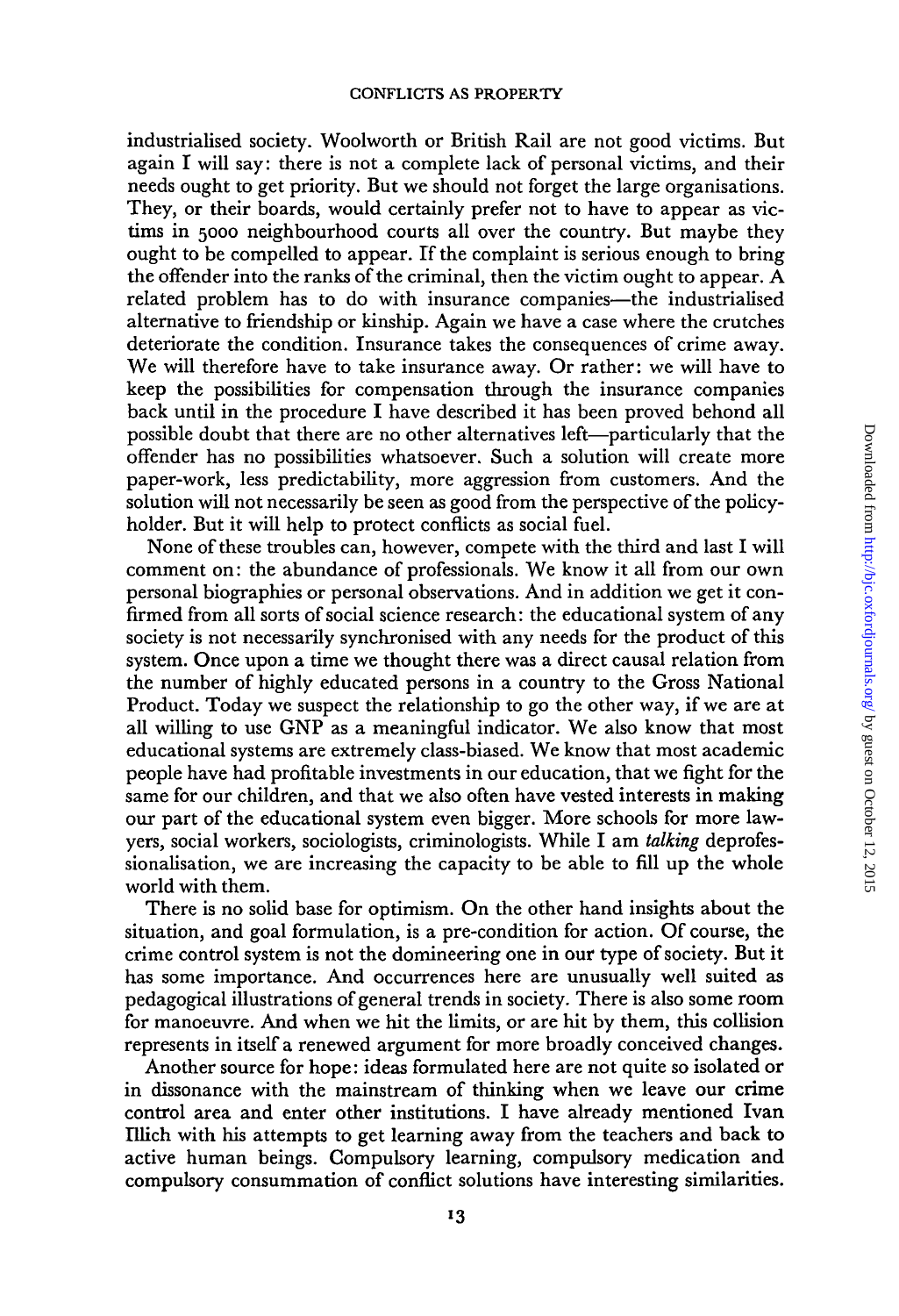industrialised society. Woolworth or British Rail are not good victims. But again I will say: there is not a complete lack of personal victims, and their needs ought to get priority. But we should not forget the large organisations. They, or their boards, would certainly prefer not to have to appear as victims in 5000 neighbourhood courts all over the country. But maybe they ought to be compelled to appear. If the complaint is serious enough to bring the offender into the ranks of the criminal, then the victim ought to appear. A related problem has to do with insurance companies—the industrialised alternative to friendship or kinship. Again we have a case where the crutches deteriorate the condition. Insurance takes the consequences of crime away. We will therefore have to take insurance away. Or rather: we will have to keep the possibilities for compensation through the insurance companies back until in the procedure I have described it has been proved behond all possible doubt that there are no other alternatives left—particularly that the offender has no possibilities whatsoever. Such a solution will create more paper-work, less predictability, more aggression from customers. And the solution will not necessarily be seen as good from the perspective of the policy-holder. But it will help to protect conflicts as social fuel.

None of these troubles can, however, compete with the third and last I will comment on: the abundance of professionals. We know it all from our own personal biographies or personal observations. And in addition we get it confirmed from all sorts of social science research: the educational system of any society is not necessarily synchronised with any needs for the product of this system. Once upon a time we thought there was a direct causal relation from the number of highly educated persons in a country to the Gross National Product. Today we suspect the relationship to go the other way, if we are at all willing to use GNP as a meaningful indicator. We also know that most educational systems are extremely class-biased. We know that most academic people have had profitable investments in our education, that we fight for the same for our children, and that we also often have vested interests in making our part of the educational system even bigger. More schools for more lawyers, social workers, sociologists, criminologists. While I am *talking* deprofessionalisation, we are increasing the capacity to be able to fill up the whole world with them.

There is no solid base for optimism. On the other hand insights about the situation, and goal formulation, is a pre-condition for action. Of course, the crime control system is not the domineering one in our type of society. But it has some importance. And occurrences here are unusually well suited as pedagogical illustrations of general trends in society. There is also some room for manoeuvre. And when we hit the limits, or are hit by them, this collision represents in itself a renewed argument for more broadly conceived changes.

Another source for hope: ideas formulated here are not quite so isolated or in dissonance with the mainstream of thinking when we leave our crime control area and enter other institutions. I have already mentioned Ivan Illich with his attempts to get learning away from the teachers and back to active human beings. Compulsory learning, compulsory medication and compulsory consummation of conflict solutions have interesting similarities.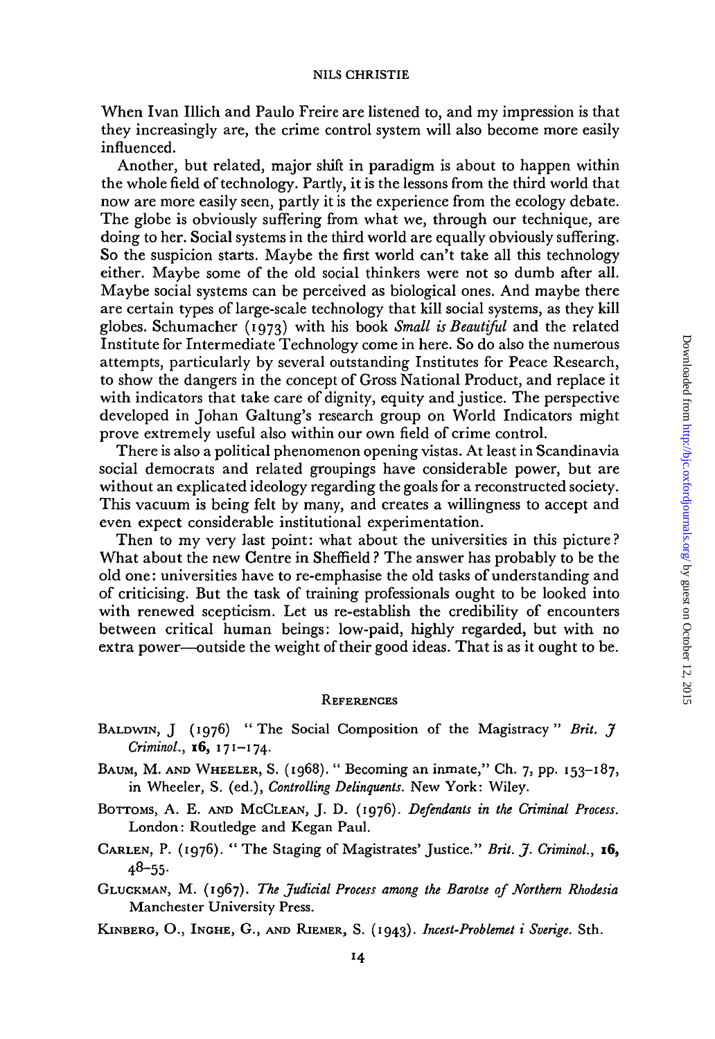When Ivan Illich and Paulo Freire are listened to, and my impression is that they increasingly are, the crime control system will also become more easily influenced.

Another, but related, major shift in paradigm is about to happen within the whole field of technology. Partly, it is the lessons from the third world that now are more easily seen, partly it is the experience from the ecology debate. The globe is obviously suffering from what we, through our technique, are doing to her. Social systems in the third world are equally obviously suffering. So the suspicion starts. Maybe the first world can't take all this technology either. Maybe some of the old social thinkers were not so dumb after all. Maybe social systems can be perceived as biological ones. And maybe there are certain types of large-scale technology that kill social systems, as they kill globes. Schumacher (1973) with his book *Small is Beautiful* and the related Institute for Intermediate Technology come in here. So do also the numerous attempts, particularly by several outstanding Institutes for Peace Research, to show the dangers in the concept of Gross National Product, and replace it with indicators that take care of dignity, equity and justice. The perspective developed in Johan Galtung's research group on World Indicators might prove extremely useful also within our own field of crime control.

There is also a political phenomenon opening vistas. At least in Scandinavia social democrats and related groupings have considerable power, but are without an explicated ideology regarding the goals for a reconstructed society. This vacuum is being felt by many, and creates a willingness to accept and even expect considerable institutional experimentation.

Then to my very last point: what about the universities in this picture? What about the new Centre in Sheffield? The answer has probably to be the old one: universities have to re-emphasise the old tasks of understanding and of criticising. But the task of training professionals ought to be looked into with renewed scepticism. Let us re-establish the credibility of encounters between critical human beings: low-paid, highly regarded, but with no extra power—outside the weight of their good ideas. That is as it ought to be.

## References

BALDWIN, J (1976) " The Social Composition of the Magistracy " *Brit. J Criminol.*, **16**, 171–174.

BAUM, M. AND WHEELER, S. (1968). " Becoming an inmate," Ch. 7, pp. 153–187, in Wheeler, S. (ed.), *Controlling Delinquents*. New York: Wiley.

BOTTOMS, A. E. AND MCCLEAN, J. D. (1976). *Defendants in the Criminal Process*. London: Routledge and Kegan Paul.

CARLEN, P. (1976). " The Staging of Magistrates' Justice." *Brit. J. Criminol.*, **16**, 48–55.

GLUCKMAN, M. (1967). *The Judicial Process among the Barotse of Northern Rhodesia* Manchester University Press.

KINBERG, O., INGHE, G., AND RIEMER, S. (1943). *Incest-Problemet i Sverige*. Sth.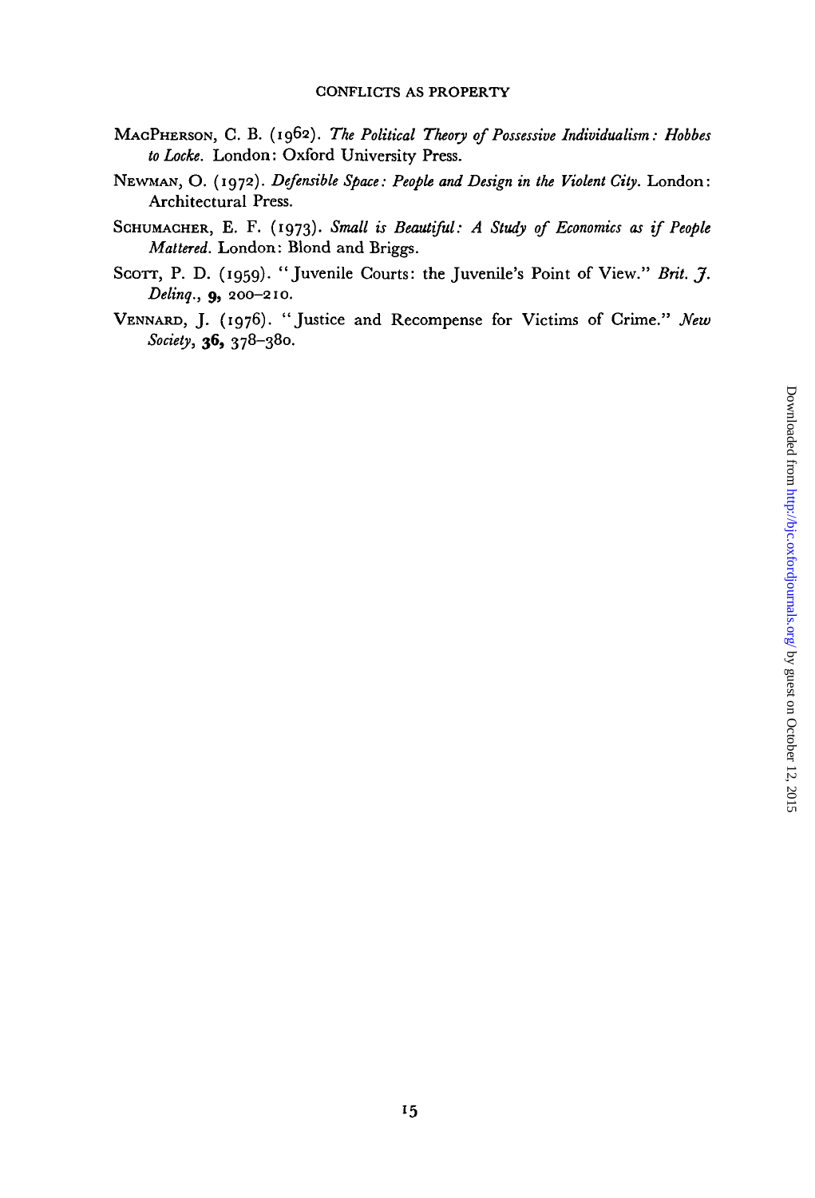MACPHERSON, C. B. (1962). *The Political Theory of Possessive Individualism: Hobbes to Locke*. London: Oxford University Press.

NEWMAN, O. (1972). *Defensible Space: People and Design in the Violent City*. London: Architectural Press.

SCHUMACHER, E. F. (1973). *Small is Beautiful: A Study of Economics as if People Mattered*. London: Blond and Briggs.

SCOTT, P. D. (1959). "Juvenile Courts: the Juvenile's Point of View." *Brit. J. Delinq.*, **9**, 200–210.

VENNARD, J. (1976). "Justice and Recompense for Victims of Crime." *New Society*, **36**, 378–380.